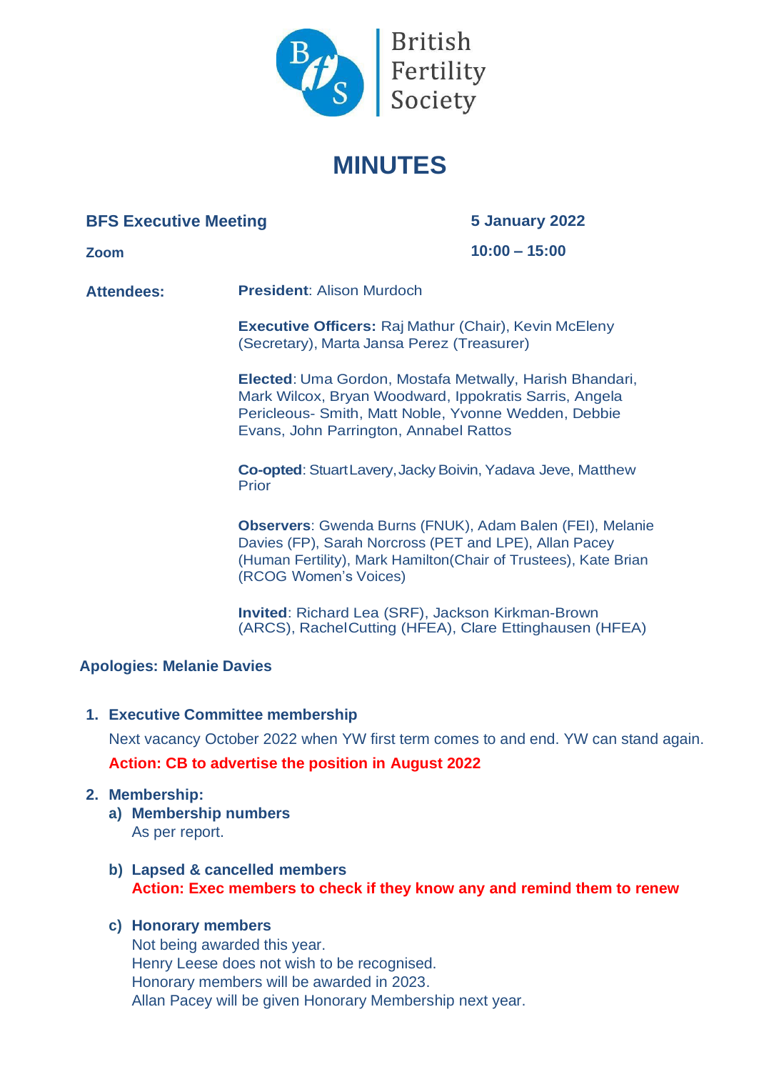British Fertility Society

# MINUTES

**BFS Executive Meeting** **5 January 2022**

**Zoom** **10:00 – 15:00**

**Attendees:**

**President**: Alison Murdoch

**Executive Officers:** Raj Mathur (Chair), Kevin McEleny (Secretary), Marta Jansa Perez (Treasurer)

**Elected**: Uma Gordon, Mostafa Metwally, Harish Bhandari, Mark Wilcox, Bryan Woodward, Ippokratis Sarris, Angela Pericleous- Smith, Matt Noble, Yvonne Wedden, Debbie Evans, John Parrington, Annabel Rattos

**Co-opted**: Stuart Lavery, Jacky Boivin, Yadava Jeve, Matthew Prior

**Observers**: Gwenda Burns (FNUK), Adam Balen (FEI), Melanie Davies (FP), Sarah Norcross (PET and LPE), Allan Pacey (Human Fertility), Mark Hamilton(Chair of Trustees), Kate Brian (RCOG Women's Voices)

**Invited**: Richard Lea (SRF), Jackson Kirkman-Brown (ARCS), Rachel Cutting (HFEA), Clare Ettinghausen (HFEA)

**Apologies: Melanie Davies**

1. **Executive Committee membership**

   Next vacancy October 2022 when YW first term comes to and end. YW can stand again.

   **Action: CB to advertise the position in August 2022**

2. **Membership:**

   a) **Membership numbers**
   As per report.

   b) **Lapsed & cancelled members**
   **Action: Exec members to check if they know any and remind them to renew**

   c) **Honorary members**
   Not being awarded this year.
   Henry Leese does not wish to be recognised.
   Honorary members will be awarded in 2023.
   Allan Pacey will be given Honorary Membership next year.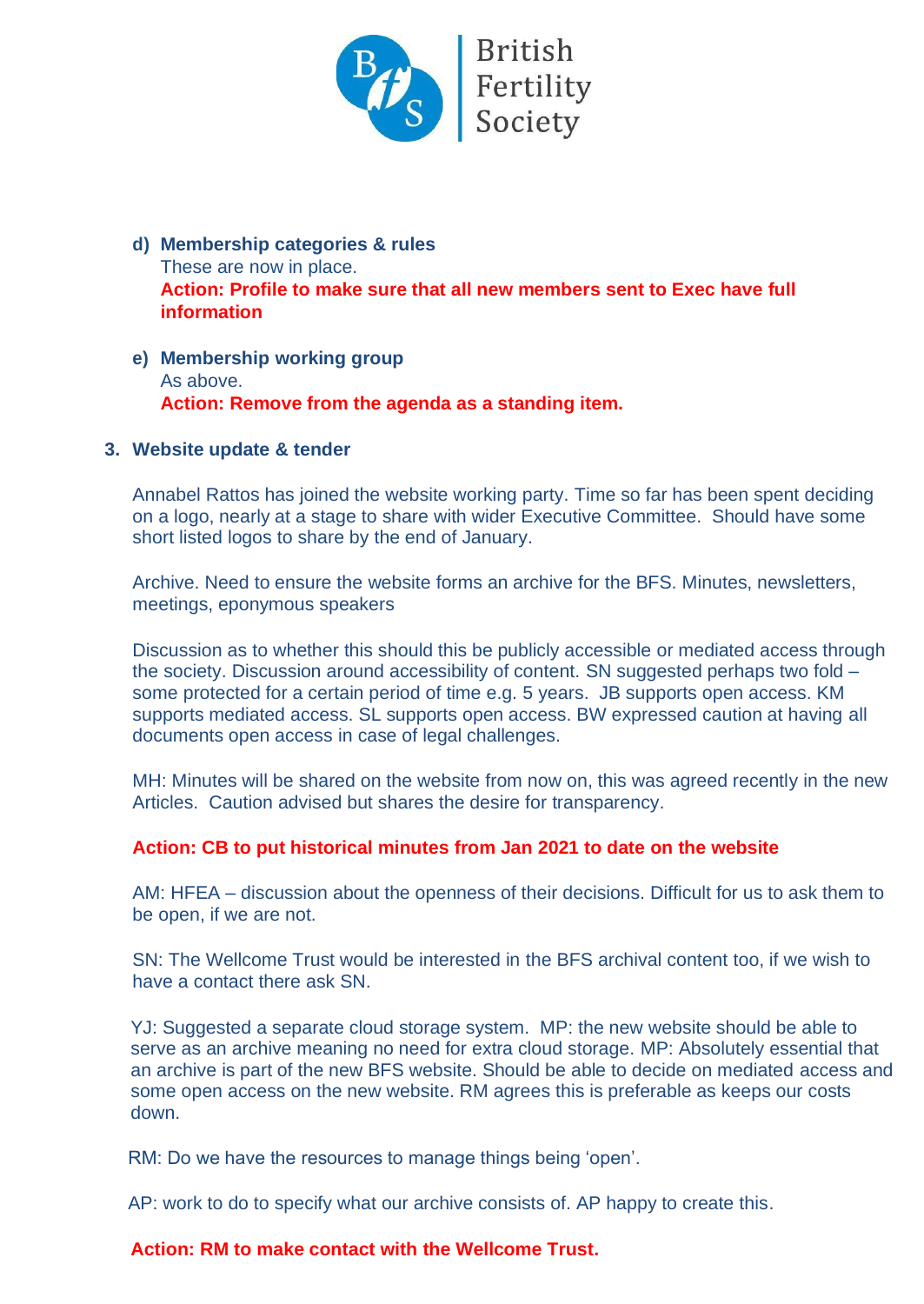d) **Membership categories & rules**

These are now in place.

**Action: Profile to make sure that all new members sent to Exec have full information**

e) **Membership working group**

As above.

**Action: Remove from the agenda as a standing item.**

3. **Website update & tender**

Annabel Rattos has joined the website working party. Time so far has been spent deciding on a logo, nearly at a stage to share with wider Executive Committee. Should have some short listed logos to share by the end of January.

Archive. Need to ensure the website forms an archive for the BFS. Minutes, newsletters, meetings, eponymous speakers

Discussion as to whether this should this be publicly accessible or mediated access through the society. Discussion around accessibility of content. SN suggested perhaps two fold – some protected for a certain period of time e.g. 5 years. JB supports open access. KM supports mediated access. SL supports open access. BW expressed caution at having all documents open access in case of legal challenges.

MH: Minutes will be shared on the website from now on, this was agreed recently in the new Articles. Caution advised but shares the desire for transparency.

**Action: CB to put historical minutes from Jan 2021 to date on the website**

AM: HFEA – discussion about the openness of their decisions. Difficult for us to ask them to be open, if we are not.

SN: The Wellcome Trust would be interested in the BFS archival content too, if we wish to have a contact there ask SN.

YJ: Suggested a separate cloud storage system. MP: the new website should be able to serve as an archive meaning no need for extra cloud storage. MP: Absolutely essential that an archive is part of the new BFS website. Should be able to decide on mediated access and some open access on the new website. RM agrees this is preferable as keeps our costs down.

RM: Do we have the resources to manage things being 'open'.

AP: work to do to specify what our archive consists of. AP happy to create this.

**Action: RM to make contact with the Wellcome Trust.**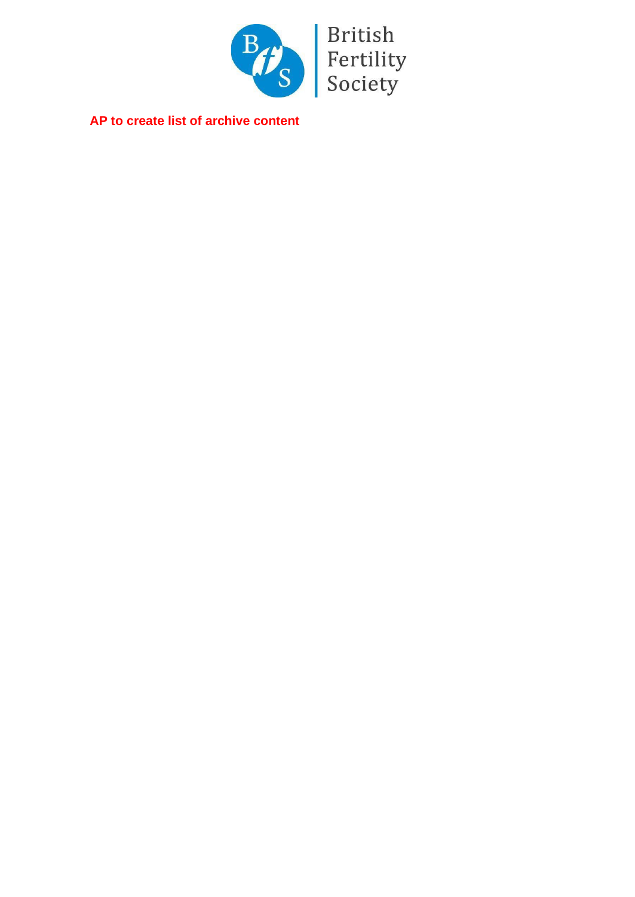**AP to create list of archive content**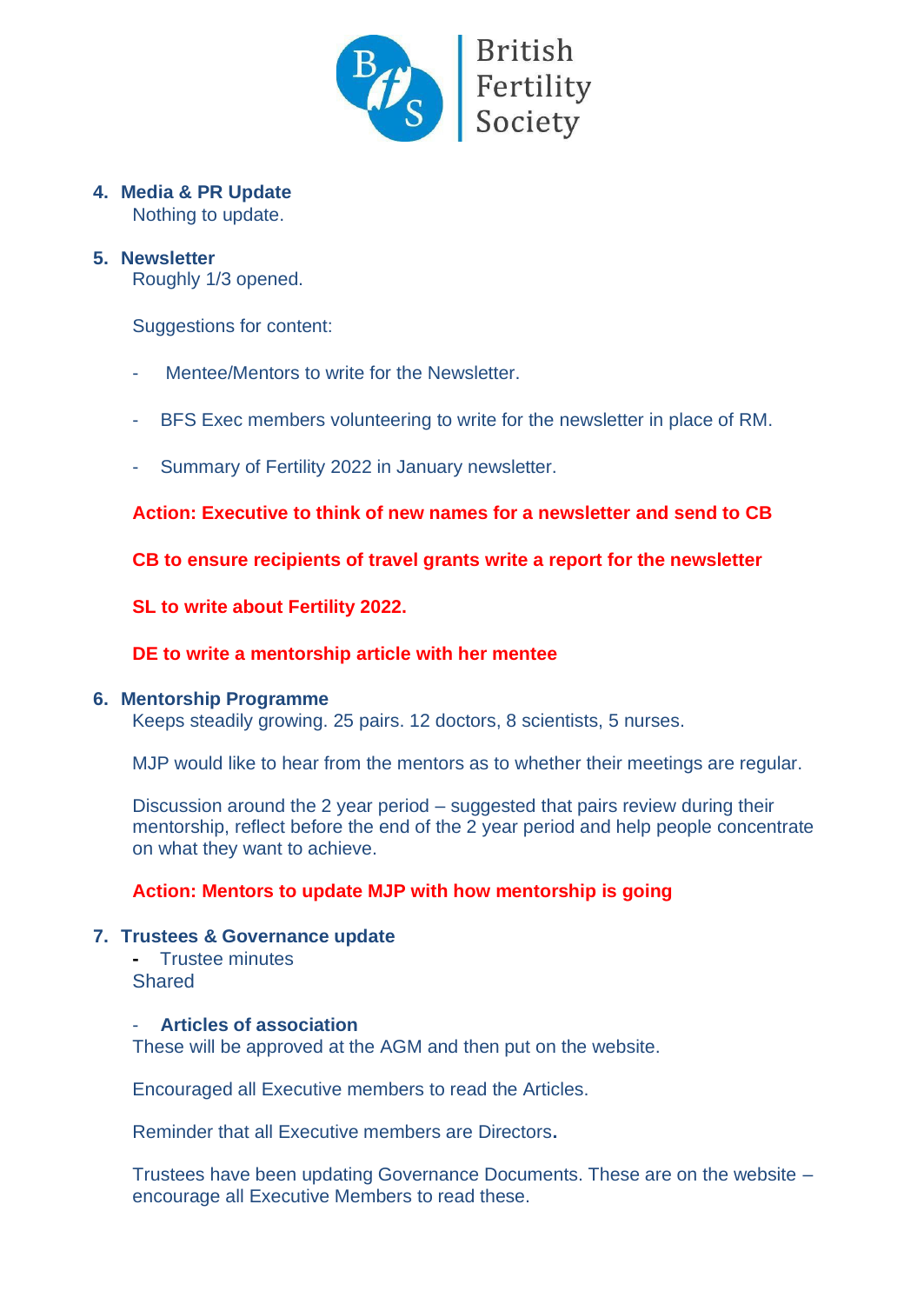4. **Media & PR Update**

   Nothing to update.

5. **Newsletter**

   Roughly 1/3 opened.

   Suggestions for content:

   - Mentee/Mentors to write for the Newsletter.
   - BFS Exec members volunteering to write for the newsletter in place of RM.
   - Summary of Fertility 2022 in January newsletter.

   **Action: Executive to think of new names for a newsletter and send to CB**

   **CB to ensure recipients of travel grants write a report for the newsletter**

   **SL to write about Fertility 2022.**

   **DE to write a mentorship article with her mentee**

6. **Mentorship Programme**

   Keeps steadily growing. 25 pairs. 12 doctors, 8 scientists, 5 nurses.

   MJP would like to hear from the mentors as to whether their meetings are regular.

   Discussion around the 2 year period – suggested that pairs review during their mentorship, reflect before the end of the 2 year period and help people concentrate on what they want to achieve.

   **Action: Mentors to update MJP with how mentorship is going**

7. **Trustees & Governance update**

   - Trustee minutes

   Shared

   - **Articles of association**

   These will be approved at the AGM and then put on the website.

   Encouraged all Executive members to read the Articles.

   Reminder that all Executive members are Directors.

   Trustees have been updating Governance Documents. These are on the website – encourage all Executive Members to read these.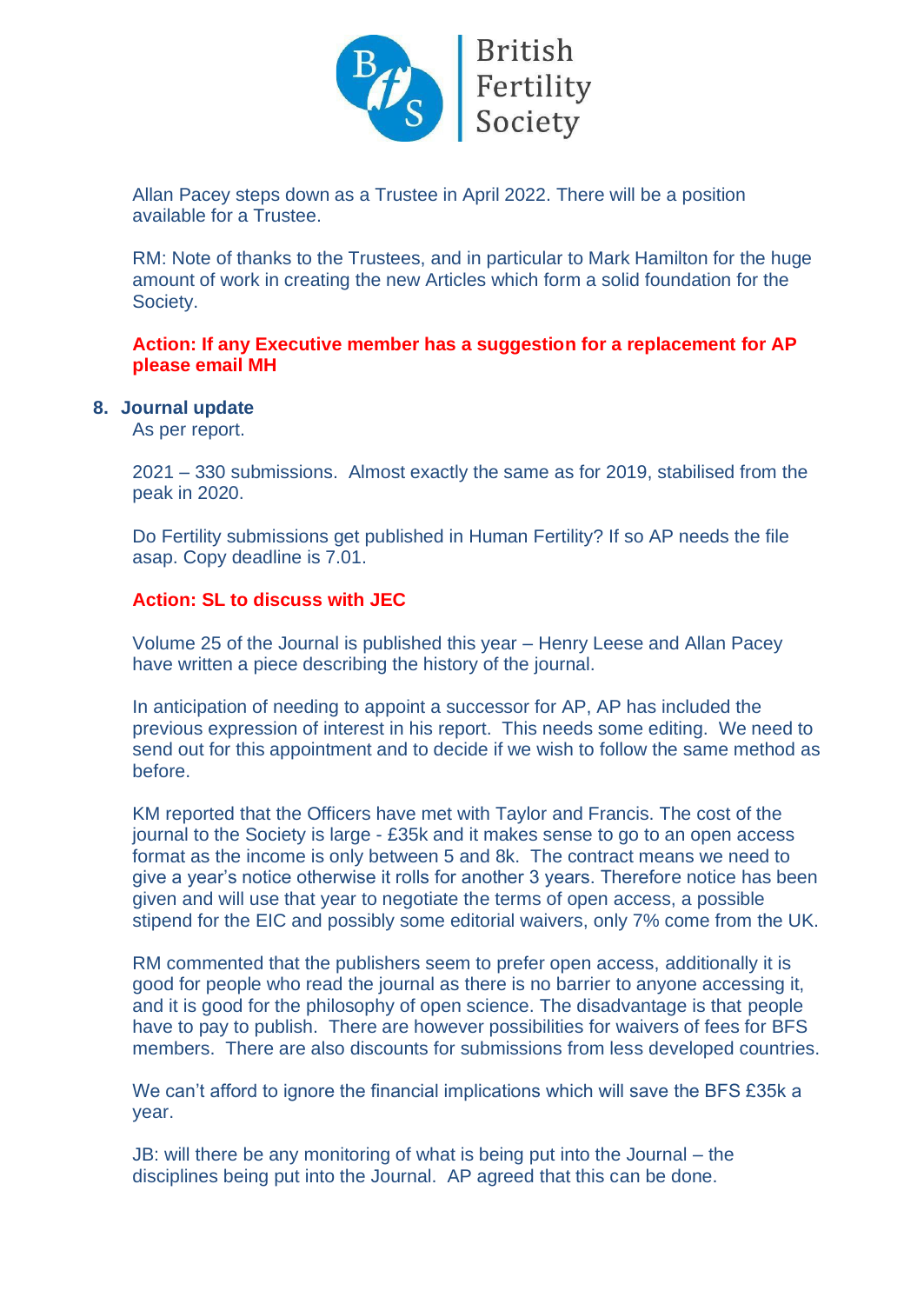Allan Pacey steps down as a Trustee in April 2022. There will be a position available for a Trustee.

RM: Note of thanks to the Trustees, and in particular to Mark Hamilton for the huge amount of work in creating the new Articles which form a solid foundation for the Society.

**Action: If any Executive member has a suggestion for a replacement for AP please email MH**

## 8. Journal update

As per report.

2021 – 330 submissions. Almost exactly the same as for 2019, stabilised from the peak in 2020.

Do Fertility submissions get published in Human Fertility? If so AP needs the file asap. Copy deadline is 7.01.

**Action: SL to discuss with JEC**

Volume 25 of the Journal is published this year – Henry Leese and Allan Pacey have written a piece describing the history of the journal.

In anticipation of needing to appoint a successor for AP, AP has included the previous expression of interest in his report. This needs some editing. We need to send out for this appointment and to decide if we wish to follow the same method as before.

KM reported that the Officers have met with Taylor and Francis. The cost of the journal to the Society is large - £35k and it makes sense to go to an open access format as the income is only between 5 and 8k. The contract means we need to give a year's notice otherwise it rolls for another 3 years. Therefore notice has been given and will use that year to negotiate the terms of open access, a possible stipend for the EIC and possibly some editorial waivers, only 7% come from the UK.

RM commented that the publishers seem to prefer open access, additionally it is good for people who read the journal as there is no barrier to anyone accessing it, and it is good for the philosophy of open science. The disadvantage is that people have to pay to publish. There are however possibilities for waivers of fees for BFS members. There are also discounts for submissions from less developed countries.

We can't afford to ignore the financial implications which will save the BFS £35k a year.

JB: will there be any monitoring of what is being put into the Journal – the disciplines being put into the Journal. AP agreed that this can be done.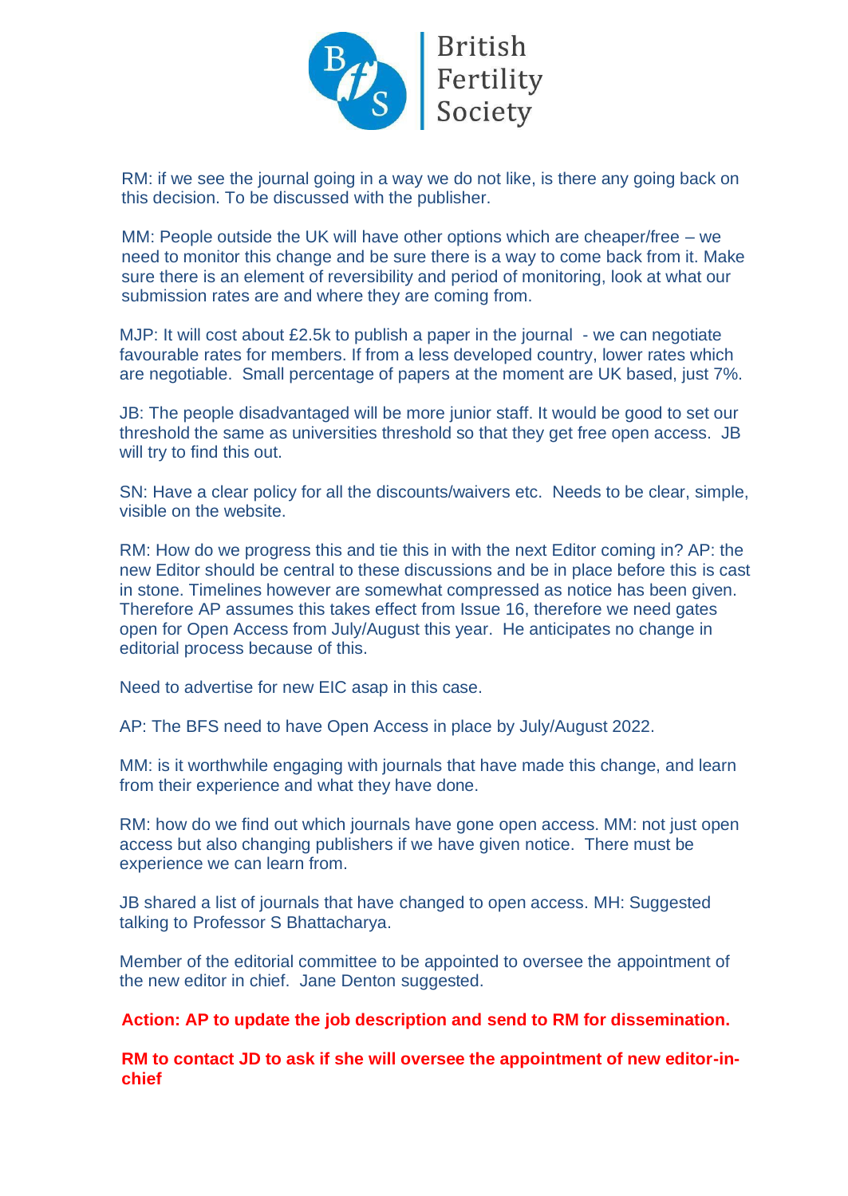RM: if we see the journal going in a way we do not like, is there any going back on this decision. To be discussed with the publisher.

MM: People outside the UK will have other options which are cheaper/free – we need to monitor this change and be sure there is a way to come back from it. Make sure there is an element of reversibility and period of monitoring, look at what our submission rates are and where they are coming from.

MJP: It will cost about £2.5k to publish a paper in the journal - we can negotiate favourable rates for members. If from a less developed country, lower rates which are negotiable. Small percentage of papers at the moment are UK based, just 7%.

JB: The people disadvantaged will be more junior staff. It would be good to set our threshold the same as universities threshold so that they get free open access. JB will try to find this out.

SN: Have a clear policy for all the discounts/waivers etc. Needs to be clear, simple, visible on the website.

RM: How do we progress this and tie this in with the next Editor coming in? AP: the new Editor should be central to these discussions and be in place before this is cast in stone. Timelines however are somewhat compressed as notice has been given. Therefore AP assumes this takes effect from Issue 16, therefore we need gates open for Open Access from July/August this year. He anticipates no change in editorial process because of this.

Need to advertise for new EIC asap in this case.

AP: The BFS need to have Open Access in place by July/August 2022.

MM: is it worthwhile engaging with journals that have made this change, and learn from their experience and what they have done.

RM: how do we find out which journals have gone open access. MM: not just open access but also changing publishers if we have given notice. There must be experience we can learn from.

JB shared a list of journals that have changed to open access. MH: Suggested talking to Professor S Bhattacharya.

Member of the editorial committee to be appointed to oversee the appointment of the new editor in chief. Jane Denton suggested.

**Action: AP to update the job description and send to RM for dissemination.**

**RM to contact JD to ask if she will oversee the appointment of new editor-in-chief**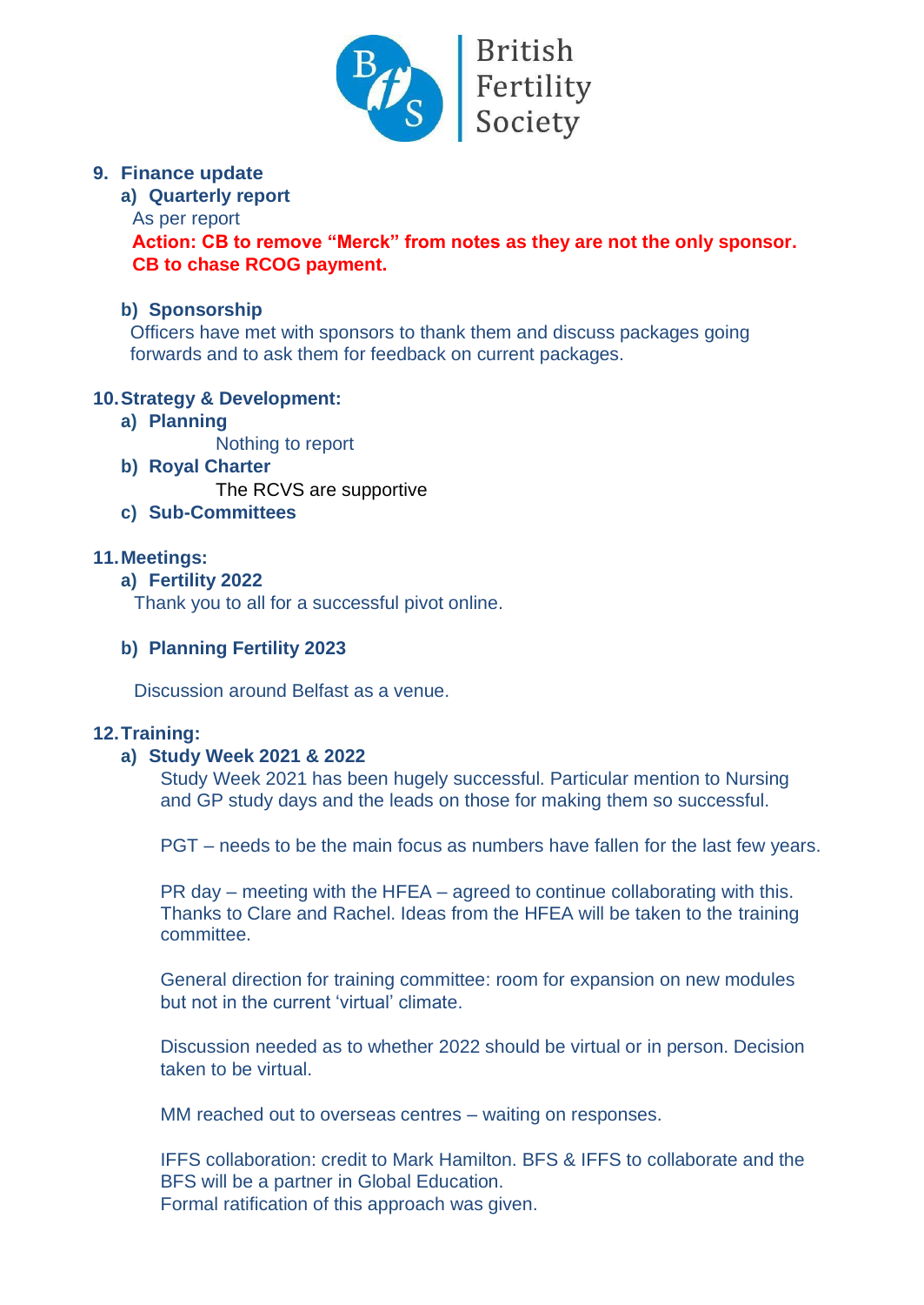9. **Finance update**

   a) **Quarterly report**

   As per report

   **Action: CB to remove "Merck" from notes as they are not the only sponsor. CB to chase RCOG payment.**

   b) **Sponsorship**

   Officers have met with sponsors to thank them and discuss packages going forwards and to ask them for feedback on current packages.

10. **Strategy & Development:**

    a) **Planning**

    Nothing to report

    b) **Royal Charter**

    The RCVS are supportive

    c) **Sub-Committees**

11. **Meetings:**

    a) **Fertility 2022**

    Thank you to all for a successful pivot online.

    b) **Planning Fertility 2023**

    Discussion around Belfast as a venue.

12. **Training:**

    a) **Study Week 2021 & 2022**

    Study Week 2021 has been hugely successful. Particular mention to Nursing and GP study days and the leads on those for making them so successful.

    PGT – needs to be the main focus as numbers have fallen for the last few years.

    PR day – meeting with the HFEA – agreed to continue collaborating with this. Thanks to Clare and Rachel. Ideas from the HFEA will be taken to the training committee.

    General direction for training committee: room for expansion on new modules but not in the current 'virtual' climate.

    Discussion needed as to whether 2022 should be virtual or in person. Decision taken to be virtual.

    MM reached out to overseas centres – waiting on responses.

    IFFS collaboration: credit to Mark Hamilton. BFS & IFFS to collaborate and the BFS will be a partner in Global Education.
    Formal ratification of this approach was given.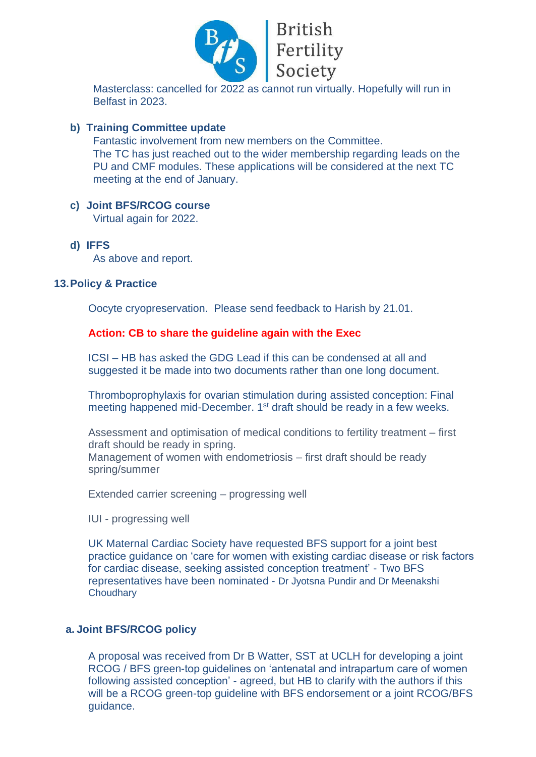Masterclass: cancelled for 2022 as cannot run virtually. Hopefully will run in Belfast in 2023.

**b) Training Committee update**

Fantastic involvement from new members on the Committee.
The TC has just reached out to the wider membership regarding leads on the PU and CMF modules. These applications will be considered at the next TC meeting at the end of January.

**c) Joint BFS/RCOG course**

Virtual again for 2022.

**d) IFFS**

As above and report.

## 13. Policy & Practice

Oocyte cryopreservation. Please send feedback to Harish by 21.01.

**Action: CB to share the guideline again with the Exec**

ICSI – HB has asked the GDG Lead if this can be condensed at all and suggested it be made into two documents rather than one long document.

Thromboprophylaxis for ovarian stimulation during assisted conception: Final meeting happened mid-December. 1st draft should be ready in a few weeks.

Assessment and optimisation of medical conditions to fertility treatment – first draft should be ready in spring.
Management of women with endometriosis – first draft should be ready spring/summer

Extended carrier screening – progressing well

IUI - progressing well

UK Maternal Cardiac Society have requested BFS support for a joint best practice guidance on 'care for women with existing cardiac disease or risk factors for cardiac disease, seeking assisted conception treatment' - Two BFS representatives have been nominated - Dr Jyotsna Pundir and Dr Meenakshi Choudhary

**a. Joint BFS/RCOG policy**

A proposal was received from Dr B Watter, SST at UCLH for developing a joint RCOG / BFS green-top guidelines on 'antenatal and intrapartum care of women following assisted conception' - agreed, but HB to clarify with the authors if this will be a RCOG green-top guideline with BFS endorsement or a joint RCOG/BFS guidance.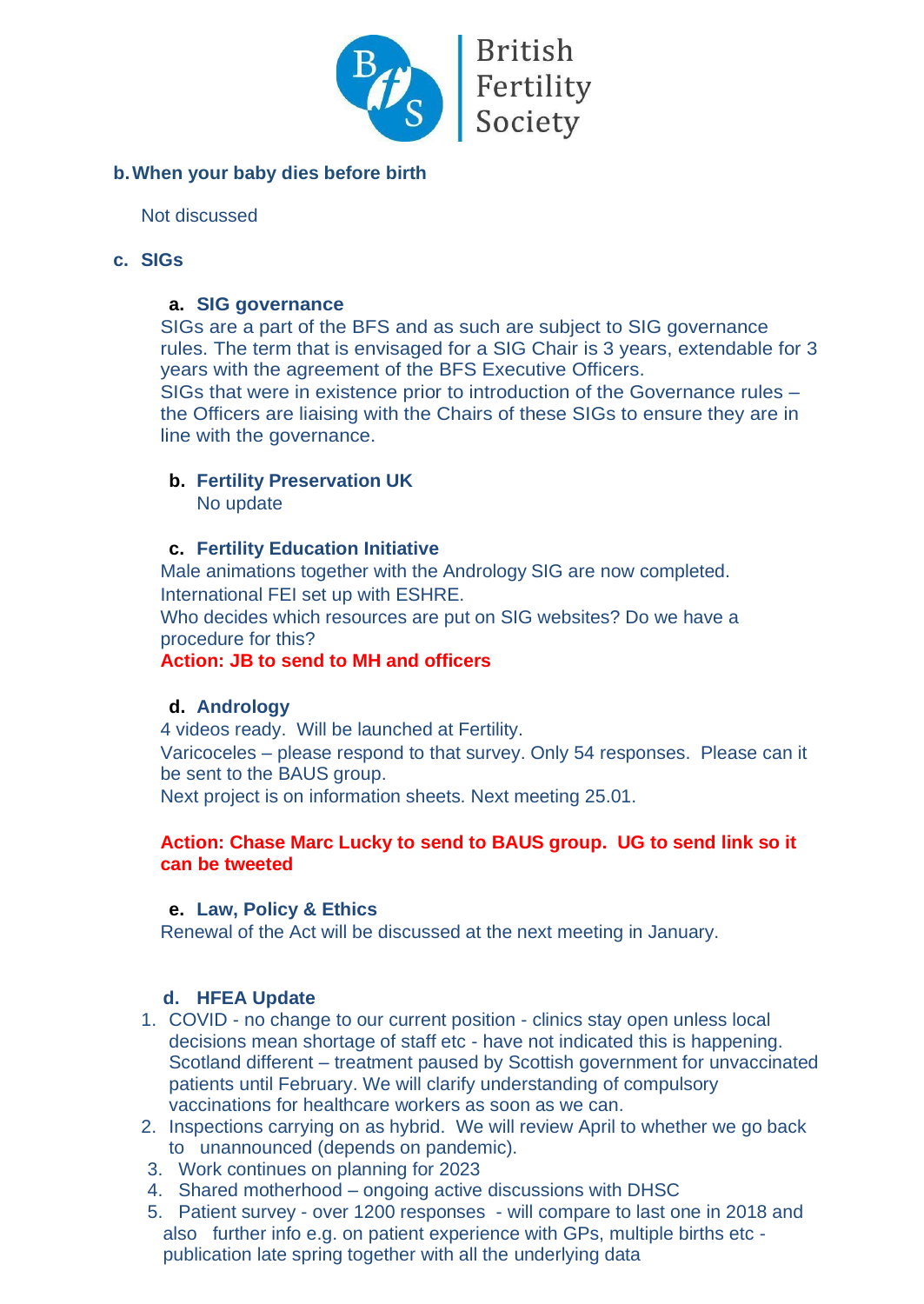**b. When your baby dies before birth**

Not discussed

**c. SIGs**

**a. SIG governance**

SIGs are a part of the BFS and as such are subject to SIG governance rules. The term that is envisaged for a SIG Chair is 3 years, extendable for 3 years with the agreement of the BFS Executive Officers.

SIGs that were in existence prior to introduction of the Governance rules – the Officers are liaising with the Chairs of these SIGs to ensure they are in line with the governance.

**b. Fertility Preservation UK**

No update

**c. Fertility Education Initiative**

Male animations together with the Andrology SIG are now completed.
International FEI set up with ESHRE.
Who decides which resources are put on SIG websites? Do we have a procedure for this?

**Action: JB to send to MH and officers**

**d. Andrology**

4 videos ready. Will be launched at Fertility.
Varicoceles – please respond to that survey. Only 54 responses. Please can it be sent to the BAUS group.
Next project is on information sheets. Next meeting 25.01.

**Action: Chase Marc Lucky to send to BAUS group. UG to send link so it can be tweeted**

**e. Law, Policy & Ethics**

Renewal of the Act will be discussed at the next meeting in January.

**d. HFEA Update**

1. COVID - no change to our current position - clinics stay open unless local decisions mean shortage of staff etc - have not indicated this is happening. Scotland different – treatment paused by Scottish government for unvaccinated patients until February. We will clarify understanding of compulsory vaccinations for healthcare workers as soon as we can.
2. Inspections carrying on as hybrid. We will review April to whether we go back to unannounced (depends on pandemic).
3. Work continues on planning for 2023
4. Shared motherhood – ongoing active discussions with DHSC
5. Patient survey - over 1200 responses - will compare to last one in 2018 and also further info e.g. on patient experience with GPs, multiple births etc - publication late spring together with all the underlying data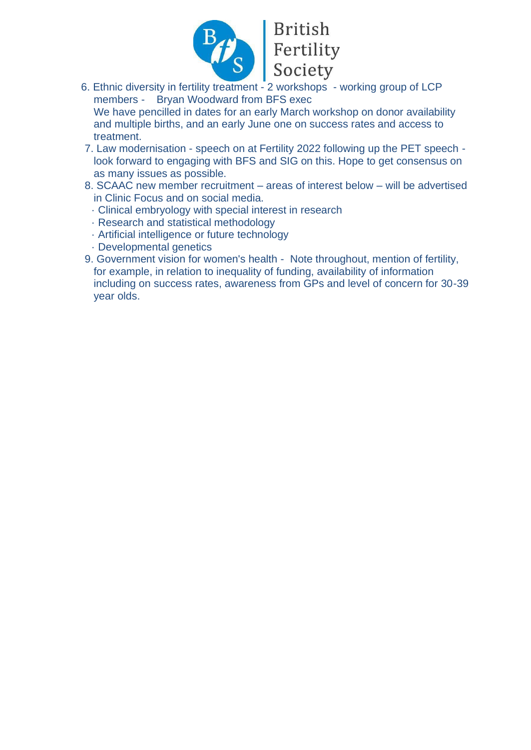6. Ethnic diversity in fertility treatment - 2 workshops - working group of LCP members - Bryan Woodward from BFS exec
   We have pencilled in dates for an early March workshop on donor availability and multiple births, and an early June one on success rates and access to treatment.
7. Law modernisation - speech on at Fertility 2022 following up the PET speech - look forward to engaging with BFS and SIG on this. Hope to get consensus on as many issues as possible.
8. SCAAC new member recruitment – areas of interest below – will be advertised in Clinic Focus and on social media.
   - Clinical embryology with special interest in research
   - Research and statistical methodology
   - Artificial intelligence or future technology
   - Developmental genetics
9. Government vision for women's health - Note throughout, mention of fertility, for example, in relation to inequality of funding, availability of information including on success rates, awareness from GPs and level of concern for 30-39 year olds.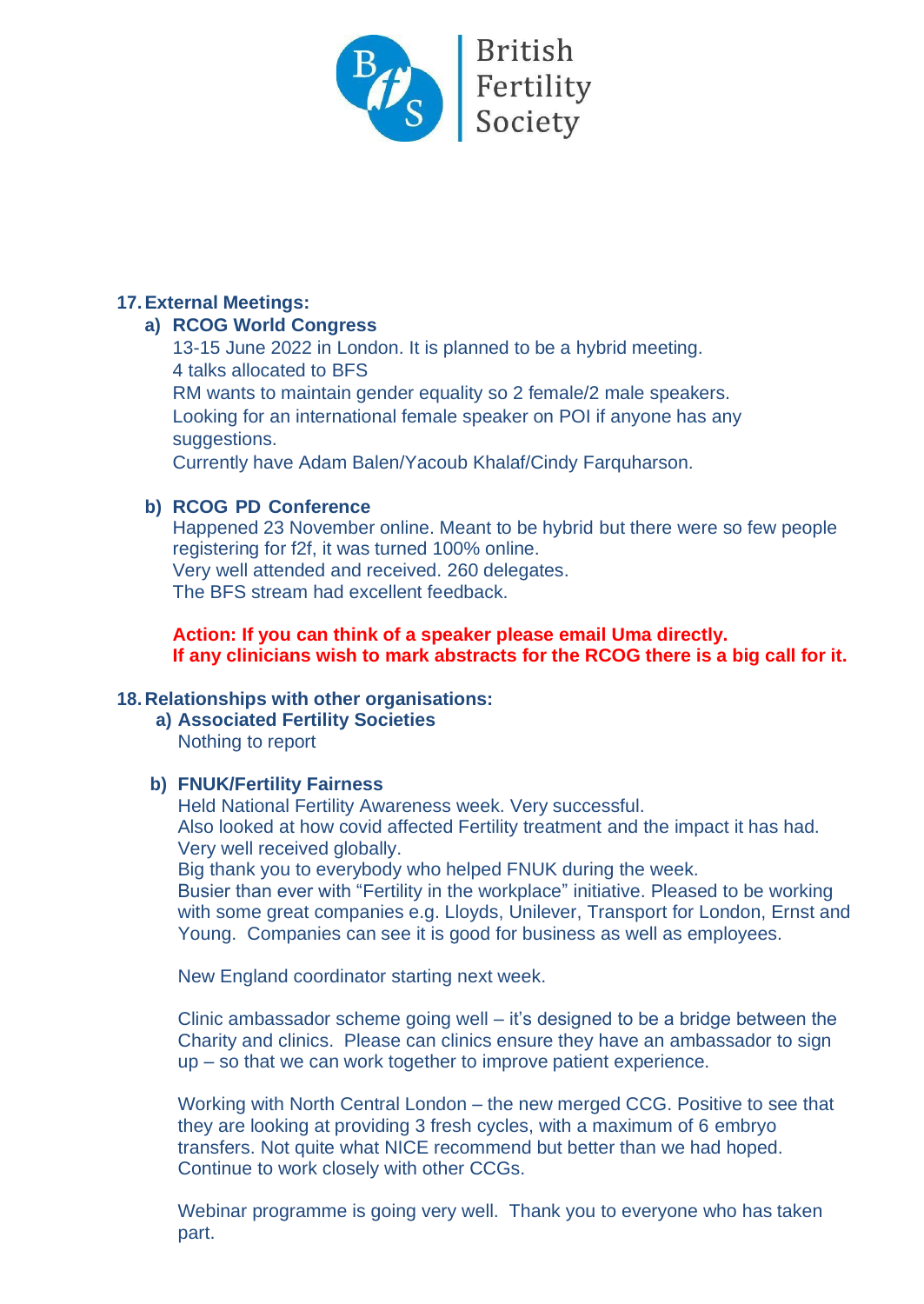**17. External Meetings:**

**a) RCOG World Congress**

13-15 June 2022 in London. It is planned to be a hybrid meeting.
4 talks allocated to BFS
RM wants to maintain gender equality so 2 female/2 male speakers.
Looking for an international female speaker on POI if anyone has any suggestions.
Currently have Adam Balen/Yacoub Khalaf/Cindy Farquharson.

**b) RCOG PD Conference**

Happened 23 November online. Meant to be hybrid but there were so few people registering for f2f, it was turned 100% online.
Very well attended and received. 260 delegates.
The BFS stream had excellent feedback.

**Action: If you can think of a speaker please email Uma directly.**
**If any clinicians wish to mark abstracts for the RCOG there is a big call for it.**

**18. Relationships with other organisations:**

**a) Associated Fertility Societies**

Nothing to report

**b) FNUK/Fertility Fairness**

Held National Fertility Awareness week. Very successful.
Also looked at how covid affected Fertility treatment and the impact it has had.
Very well received globally.
Big thank you to everybody who helped FNUK during the week.
Busier than ever with "Fertility in the workplace" initiative. Pleased to be working with some great companies e.g. Lloyds, Unilever, Transport for London, Ernst and Young. Companies can see it is good for business as well as employees.

New England coordinator starting next week.

Clinic ambassador scheme going well – it's designed to be a bridge between the Charity and clinics. Please can clinics ensure they have an ambassador to sign up – so that we can work together to improve patient experience.

Working with North Central London – the new merged CCG. Positive to see that they are looking at providing 3 fresh cycles, with a maximum of 6 embryo transfers. Not quite what NICE recommend but better than we had hoped. Continue to work closely with other CCGs.

Webinar programme is going very well. Thank you to everyone who has taken part.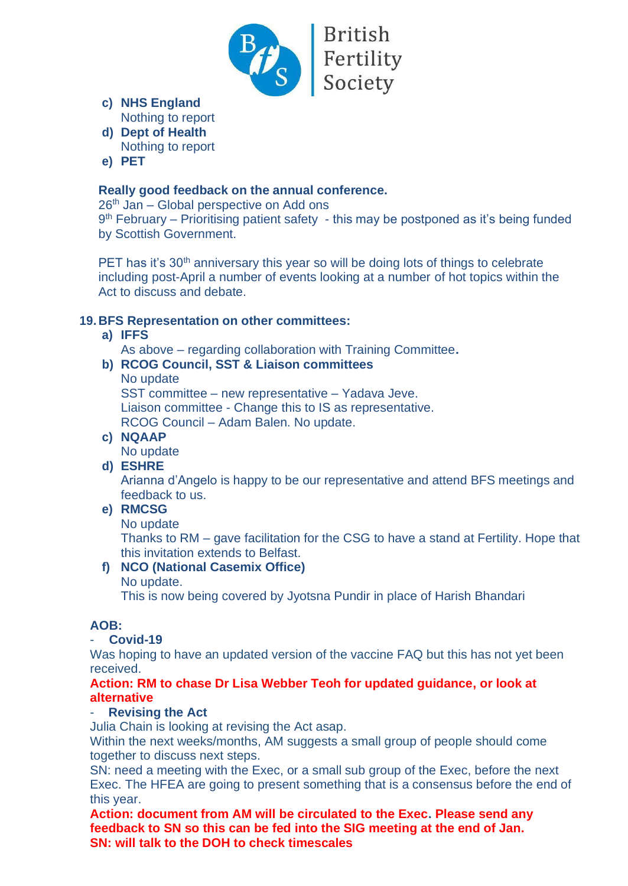c) **NHS England**
   Nothing to report
d) **Dept of Health**
   Nothing to report
e) **PET**

**Really good feedback on the annual conference.**
26th Jan – Global perspective on Add ons
9th February – Prioritising patient safety - this may be postponed as it's being funded by Scottish Government.

PET has it's 30th anniversary this year so will be doing lots of things to celebrate including post-April a number of events looking at a number of hot topics within the Act to discuss and debate.

**19. BFS Representation on other committees:**

a) **IFFS**
   As above – regarding collaboration with Training Committee**.**
b) **RCOG Council, SST & Liaison committees**
   No update
   SST committee – new representative – Yadava Jeve.
   Liaison committee - Change this to IS as representative.
   RCOG Council – Adam Balen. No update.
c) **NQAAP**
   No update
d) **ESHRE**
   Arianna d'Angelo is happy to be our representative and attend BFS meetings and feedback to us.
e) **RMCSG**
   No update
   Thanks to RM – gave facilitation for the CSG to have a stand at Fertility. Hope that this invitation extends to Belfast.
f) **NCO (National Casemix Office)**
   No update.
   This is now being covered by Jyotsna Pundir in place of Harish Bhandari

**AOB:**

- **Covid-19**

Was hoping to have an updated version of the vaccine FAQ but this has not yet been received.

**Action: RM to chase Dr Lisa Webber Teoh for updated guidance, or look at alternative**

- **Revising the Act**

Julia Chain is looking at revising the Act asap.
Within the next weeks/months, AM suggests a small group of people should come together to discuss next steps.
SN: need a meeting with the Exec, or a small sub group of the Exec, before the next Exec. The HFEA are going to present something that is a consensus before the end of this year.

**Action: document from AM will be circulated to the Exec. Please send any feedback to SN so this can be fed into the SIG meeting at the end of Jan.**
**SN: will talk to the DOH to check timescales**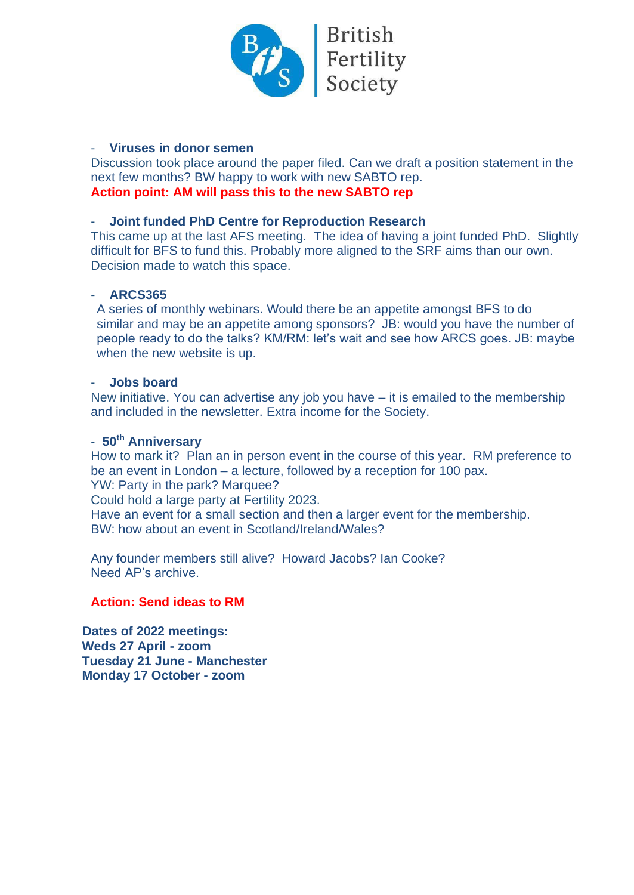British Fertility Society

- **Viruses in donor semen**

Discussion took place around the paper filed. Can we draft a position statement in the next few months? BW happy to work with new SABTO rep.

**Action point: AM will pass this to the new SABTO rep**

- **Joint funded PhD Centre for Reproduction Research**

This came up at the last AFS meeting. The idea of having a joint funded PhD. Slightly difficult for BFS to fund this. Probably more aligned to the SRF aims than our own. Decision made to watch this space.

- **ARCS365**

A series of monthly webinars. Would there be an appetite amongst BFS to do similar and may be an appetite among sponsors? JB: would you have the number of people ready to do the talks? KM/RM: let's wait and see how ARCS goes. JB: maybe when the new website is up.

- **Jobs board**

New initiative. You can advertise any job you have – it is emailed to the membership and included in the newsletter. Extra income for the Society.

- **50th Anniversary**

How to mark it? Plan an in person event in the course of this year. RM preference to be an event in London – a lecture, followed by a reception for 100 pax.
YW: Party in the park? Marquee?
Could hold a large party at Fertility 2023.
Have an event for a small section and then a larger event for the membership.
BW: how about an event in Scotland/Ireland/Wales?

Any founder members still alive? Howard Jacobs? Ian Cooke?
Need AP's archive.

**Action: Send ideas to RM**

**Dates of 2022 meetings:**
**Weds 27 April - zoom**
**Tuesday 21 June - Manchester**
**Monday 17 October - zoom**